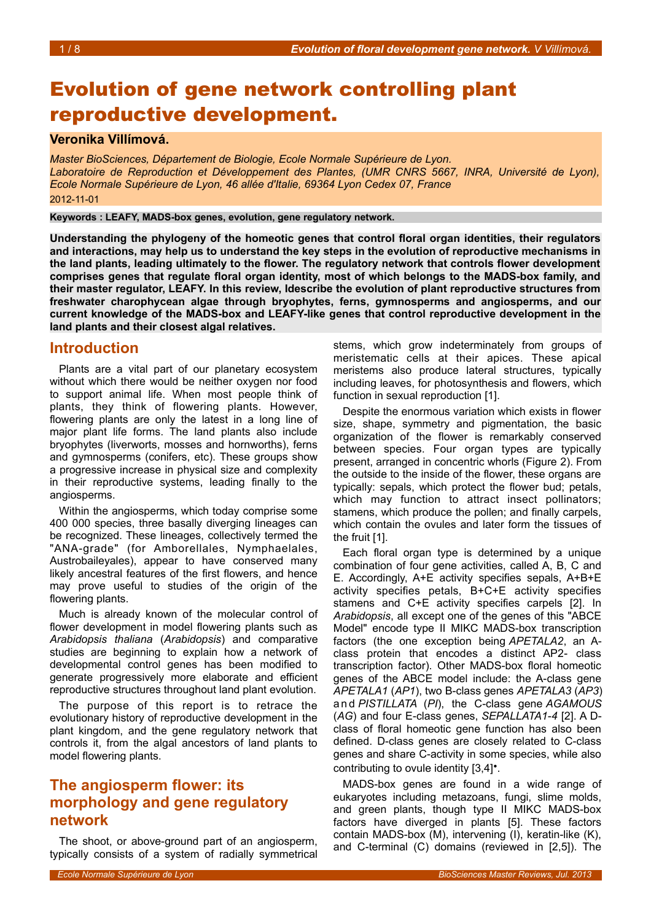# Evolution of gene network controlling plant reproductive development.

**Veronika Villímová.**

*Master BioSciences, Département de Biologie, Ecole Normale Supérieure de Lyon.*
*Laboratoire de Reproduction et Développement des Plantes, (UMR CNRS 5667, INRA, Université de Lyon), Ecole Normale Supérieure de Lyon, 46 allée d'Italie, 69364 Lyon Cedex 07, France*
2012-11-01

**Keywords : LEAFY, MADS-box genes, evolution, gene regulatory network.**

**Understanding the phylogeny of the homeotic genes that control floral organ identities, their regulators and interactions, may help us to understand the key steps in the evolution of reproductive mechanisms in the land plants, leading ultimately to the flower. The regulatory network that controls flower development comprises genes that regulate floral organ identity, most of which belongs to the MADS-box family, and their master regulator, LEAFY. In this review, Idescribe the evolution of plant reproductive structures from freshwater charophycean algae through bryophytes, ferns, gymnosperms and angiosperms, and our current knowledge of the MADS-box and LEAFY-like genes that control reproductive development in the land plants and their closest algal relatives.**

## Introduction

Plants are a vital part of our planetary ecosystem without which there would be neither oxygen nor food to support animal life. When most people think of plants, they think of flowering plants. However, flowering plants are only the latest in a long line of major plant life forms. The land plants also include bryophytes (liverworts, mosses and hornworths), ferns and gymnosperms (conifers, etc). These groups show a progressive increase in physical size and complexity in their reproductive systems, leading finally to the angiosperms.

Within the angiosperms, which today comprise some 400 000 species, three basally diverging lineages can be recognized. These lineages, collectively termed the "ANA-grade" (for Amborellales, Nymphaelales, Austrobaileyales), appear to have conserved many likely ancestral features of the first flowers, and hence may prove useful to studies of the origin of the flowering plants.

Much is already known of the molecular control of flower development in model flowering plants such as *Arabidopsis thaliana* (*Arabidopsis*) and comparative studies are beginning to explain how a network of developmental control genes has been modified to generate progressively more elaborate and efficient reproductive structures throughout land plant evolution.

The purpose of this report is to retrace the evolutionary history of reproductive development in the plant kingdom, and the gene regulatory network that controls it, from the algal ancestors of land plants to model flowering plants.

## The angiosperm flower: its morphology and gene regulatory network

The shoot, or above-ground part of an angiosperm, typically consists of a system of radially symmetrical stems, which grow indeterminately from groups of meristematic cells at their apices. These apical meristems also produce lateral structures, typically including leaves, for photosynthesis and flowers, which function in sexual reproduction [1].

Despite the enormous variation which exists in flower size, shape, symmetry and pigmentation, the basic organization of the flower is remarkably conserved between species. Four organ types are typically present, arranged in concentric whorls (Figure 2). From the outside to the inside of the flower, these organs are typically: sepals, which protect the flower bud; petals, which may function to attract insect pollinators; stamens, which produce the pollen; and finally carpels, which contain the ovules and later form the tissues of the fruit [1].

Each floral organ type is determined by a unique combination of four gene activities, called A, B, C and E. Accordingly, A+E activity specifies sepals, A+B+E activity specifies petals, B+C+E activity specifies stamens and C+E activity specifies carpels [2]. In *Arabidopsis*, all except one of the genes of this "ABCE Model" encode type II MIKC MADS-box transcription factors (the one exception being *APETALA2*, an A-class protein that encodes a distinct AP2- class transcription factor). Other MADS-box floral homeotic genes of the ABCE model include: the A-class gene *APETALA1* (*AP1*), two B-class genes *APETALA3* (*AP3*) and *PISTILLATA* (*PI*), the C-class gene *AGAMOUS* (*AG*) and four E-class genes, *SEPALLATA1-4* [2]. A D-class of floral homeotic gene function has also been defined. D-class genes are closely related to C-class genes and share C-activity in some species, while also contributing to ovule identity [3,4]•.

MADS-box genes are found in a wide range of eukaryotes including metazoans, fungi, slime molds, and green plants, though type II MIKC MADS-box factors have diverged in plants [5]. These factors contain MADS-box (M), intervening (I), keratin-like (K), and C-terminal (C) domains (reviewed in [2,5]). The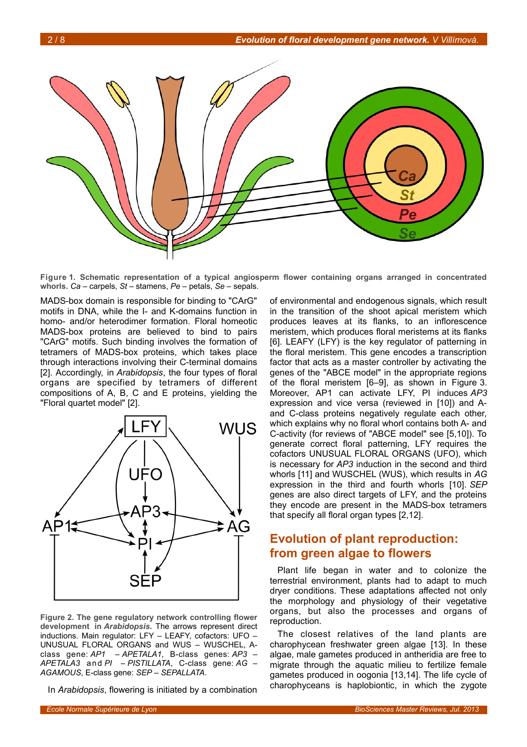**Figure 1. Schematic representation of a typical angiosperm flower containing organs arranged in concentrated whorls.** *Ca* – carpels, *St* – stamens, *Pe* – petals, *Se* – sepals.

MADS-box domain is responsible for binding to "CArG" motifs in DNA, while the I- and K-domains function in homo- and/or heterodimer formation. Floral homeotic MADS-box proteins are believed to bind to pairs "CArG" motifs. Such binding involves the formation of tetramers of MADS-box proteins, which takes place through interactions involving their C-terminal domains [2]. Accordingly, in *Arabidopsis*, the four types of floral organs are specified by tetramers of different compositions of A, B, C and E proteins, yielding the "Floral quartet model" [2].

**Figure 2. The gene regulatory network controlling flower development in *Arabidopsis*.** The arrows represent direct inductions. Main regulator: LFY – LEAFY, cofactors: UFO – UNUSUAL FLORAL ORGANS and WUS – WUSCHEL, A-class gene: *AP1* – *APETALA1*, B-class genes: *AP3* – *APETALA3* and *PI* – *PISTILLATA*, C-class gene: *AG* – *AGAMOUS*, E-class gene: *SEP* – *SEPALLATA*.

In *Arabidopsis*, flowering is initiated by a combination of environmental and endogenous signals, which result in the transition of the shoot apical meristem which produces leaves at its flanks, to an inflorescence meristem, which produces floral meristems at its flanks [6]. LEAFY (LFY) is the key regulator of patterning in the floral meristem. This gene encodes a transcription factor that acts as a master controller by activating the genes of the "ABCE model" in the appropriate regions of the floral meristem [6–9], as shown in Figure 3. Moreover, AP1 can activate LFY, PI induces *AP3* expression and vice versa (reviewed in [10]) and A- and C-class proteins negatively regulate each other, which explains why no floral whorl contains both A- and C-activity (for reviews of "ABCE model" see [5,10]). To generate correct floral patterning, LFY requires the cofactors UNUSUAL FLORAL ORGANS (UFO), which is necessary for *AP3* induction in the second and third whorls [11] and WUSCHEL (WUS), which results in *AG* expression in the third and fourth whorls [10]. *SEP* genes are also direct targets of LFY, and the proteins they encode are present in the MADS-box tetramers that specify all floral organ types [2,12].

## Evolution of plant reproduction: from green algae to flowers

Plant life began in water and to colonize the terrestrial environment, plants had to adapt to much dryer conditions. These adaptations affected not only the morphology and physiology of their vegetative organs, but also the processes and organs of reproduction.

The closest relatives of the land plants are charophycean freshwater green algae [13]. In these algae, male gametes produced in antheridia are free to migrate through the aquatic milieu to fertilize female gametes produced in oogonia [13,14]. The life cycle of charophyceans is haplobiontic, in which the zygote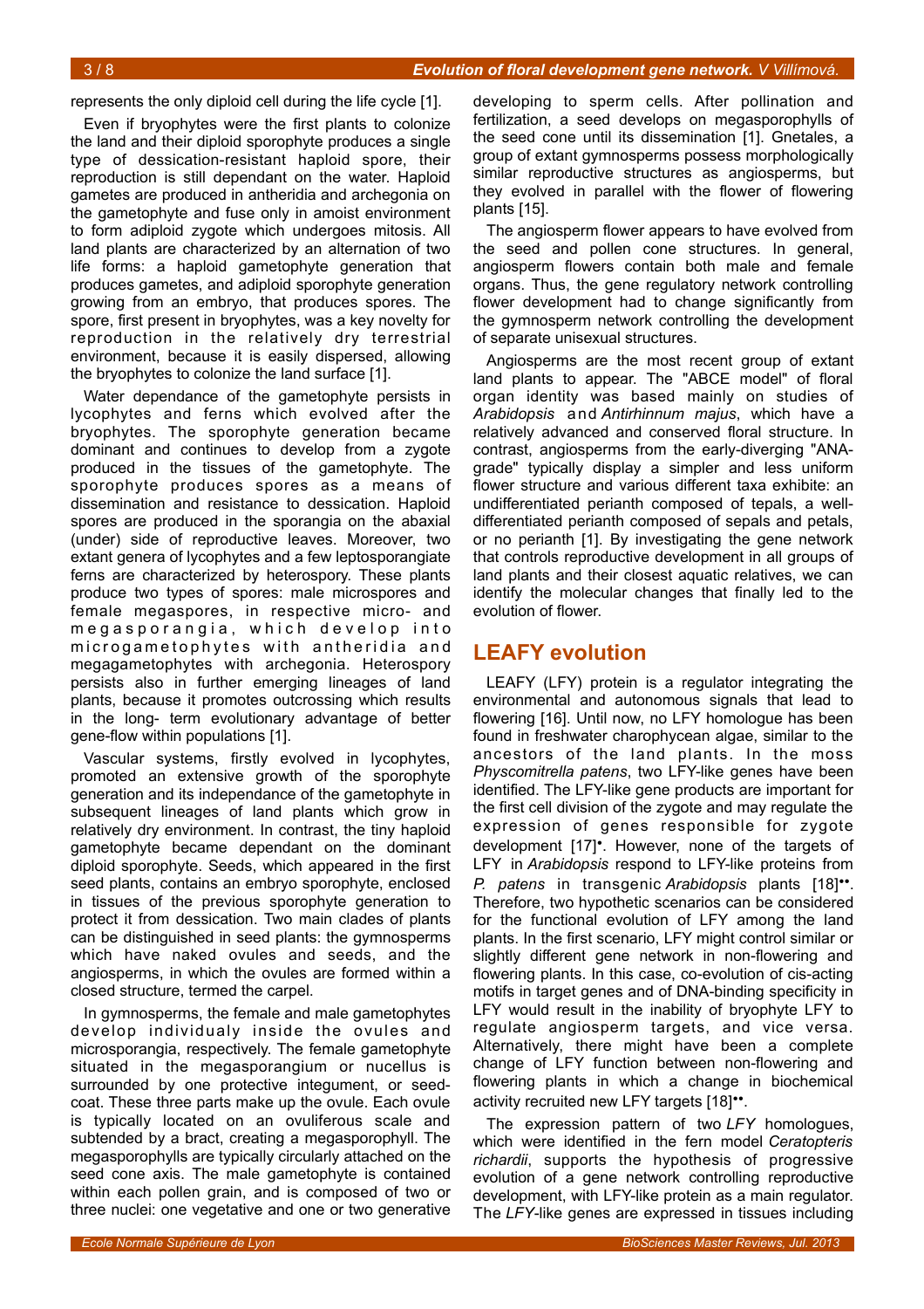represents the only diploid cell during the life cycle [1].

Even if bryophytes were the first plants to colonize the land and their diploid sporophyte produces a single type of dessication-resistant haploid spore, their reproduction is still dependant on the water. Haploid gametes are produced in antheridia and archegonia on the gametophyte and fuse only in amoist environment to form adiploid zygote which undergoes mitosis. All land plants are characterized by an alternation of two life forms: a haploid gametophyte generation that produces gametes, and adiploid sporophyte generation growing from an embryo, that produces spores. The spore, first present in bryophytes, was a key novelty for reproduction in the relatively dry terrestrial environment, because it is easily dispersed, allowing the bryophytes to colonize the land surface [1].

Water dependance of the gametophyte persists in lycophytes and ferns which evolved after the bryophytes. The sporophyte generation became dominant and continues to develop from a zygote produced in the tissues of the gametophyte. The sporophyte produces spores as a means of dissemination and resistance to dessication. Haploid spores are produced in the sporangia on the abaxial (under) side of reproductive leaves. Moreover, two extant genera of lycophytes and a few leptosporangiate ferns are characterized by heterospory. These plants produce two types of spores: male microspores and female megaspores, in respective micro- and megasporangia, which develop into microgametophytes with antheridia and megagametophytes with archegonia. Heterospory persists also in further emerging lineages of land plants, because it promotes outcrossing which results in the long- term evolutionary advantage of better gene-flow within populations [1].

Vascular systems, firstly evolved in lycophytes, promoted an extensive growth of the sporophyte generation and its independance of the gametophyte in subsequent lineages of land plants which grow in relatively dry environment. In contrast, the tiny haploid gametophyte became dependant on the dominant diploid sporophyte. Seeds, which appeared in the first seed plants, contains an embryo sporophyte, enclosed in tissues of the previous sporophyte generation to protect it from dessication. Two main clades of plants can be distinguished in seed plants: the gymnosperms which have naked ovules and seeds, and the angiosperms, in which the ovules are formed within a closed structure, termed the carpel.

In gymnosperms, the female and male gametophytes develop individualy inside the ovules and microsporangia, respectively. The female gametophyte situated in the megasporangium or nucellus is surrounded by one protective integument, or seed-coat. These three parts make up the ovule. Each ovule is typically located on an ovuliferous scale and subtended by a bract, creating a megasporophyll. The megasporophylls are typically circularly attached on the seed cone axis. The male gametophyte is contained within each pollen grain, and is composed of two or three nuclei: one vegetative and one or two generative developing to sperm cells. After pollination and fertilization, a seed develops on megasporophylls of the seed cone until its dissemination [1]. Gnetales, a group of extant gymnosperms possess morphologically similar reproductive structures as angiosperms, but they evolved in parallel with the flower of flowering plants [15].

The angiosperm flower appears to have evolved from the seed and pollen cone structures. In general, angiosperm flowers contain both male and female organs. Thus, the gene regulatory network controlling flower development had to change significantly from the gymnosperm network controlling the development of separate unisexual structures.

Angiosperms are the most recent group of extant land plants to appear. The "ABCE model" of floral organ identity was based mainly on studies of *Arabidopsis* and *Antirhinnum majus*, which have a relatively advanced and conserved floral structure. In contrast, angiosperms from the early-diverging "ANA-grade" typically display a simpler and less uniform flower structure and various different taxa exhibite: an undifferentiated perianth composed of tepals, a well-differentiated perianth composed of sepals and petals, or no perianth [1]. By investigating the gene network that controls reproductive development in all groups of land plants and their closest aquatic relatives, we can identify the molecular changes that finally led to the evolution of flower.

## LEAFY evolution

LEAFY (LFY) protein is a regulator integrating the environmental and autonomous signals that lead to flowering [16]. Until now, no LFY homologue has been found in freshwater charophycean algae, similar to the ancestors of the land plants. In the moss *Physcomitrella patens*, two LFY-like genes have been identified. The LFY-like gene products are important for the first cell division of the zygote and may regulate the expression of genes responsible for zygote development [17]•. However, none of the targets of LFY in *Arabidopsis* respond to LFY-like proteins from *P. patens* in transgenic *Arabidopsis* plants [18]••. Therefore, two hypothetic scenarios can be considered for the functional evolution of LFY among the land plants. In the first scenario, LFY might control similar or slightly different gene network in non-flowering and flowering plants. In this case, co-evolution of cis-acting motifs in target genes and of DNA-binding specificity in LFY would result in the inability of bryophyte LFY to regulate angiosperm targets, and vice versa. Alternatively, there might have been a complete change of LFY function between non-flowering and flowering plants in which a change in biochemical activity recruited new LFY targets [18]••.

The expression pattern of two *LFY* homologues, which were identified in the fern model *Ceratopteris richardii*, supports the hypothesis of progressive evolution of a gene network controlling reproductive development, with LFY-like protein as a main regulator. The *LFY*-like genes are expressed in tissues including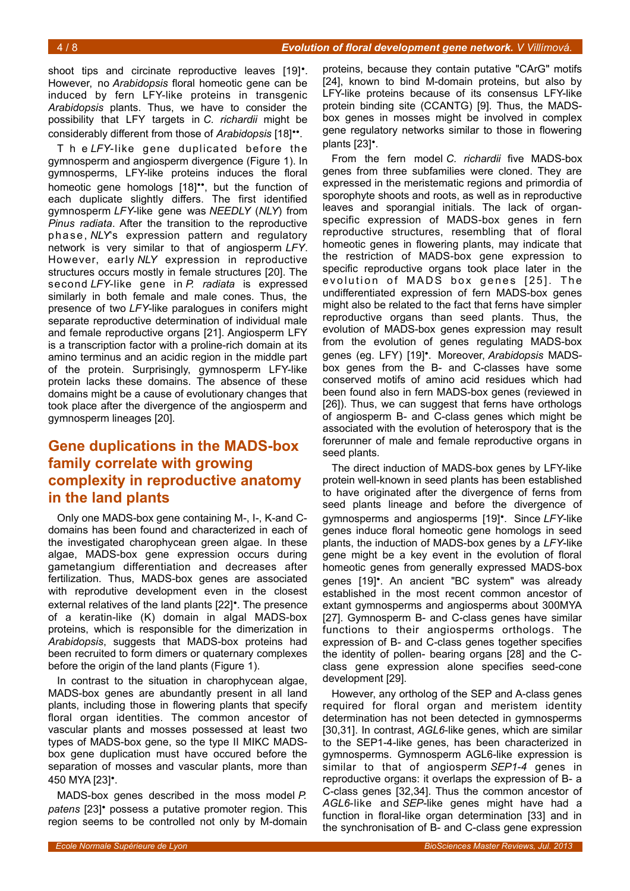shoot tips and circinate reproductive leaves [19]•. However, no *Arabidopsis* floral homeotic gene can be induced by fern LFY-like proteins in transgenic *Arabidopsis* plants. Thus, we have to consider the possibility that LFY targets in *C. richardii* might be considerably different from those of *Arabidopsis* [18]••.

The *LFY*-like gene duplicated before the gymnosperm and angiosperm divergence (Figure 1). In gymnosperms, LFY-like proteins induces the floral homeotic gene homologs [18]••, but the function of each duplicate slightly differs. The first identified gymnosperm *LFY*-like gene was *NEEDLY* (*NLY*) from *Pinus radiata*. After the transition to the reproductive phase, *NLY*'s expression pattern and regulatory network is very similar to that of angiosperm *LFY*. However, early *NLY* expression in reproductive structures occurs mostly in female structures [20]. The second *LFY*-like gene in *P. radiata* is expressed similarly in both female and male cones. Thus, the presence of two *LFY*-like paralogues in conifers might separate reproductive determination of individual male and female reproductive organs [21]. Angiosperm LFY is a transcription factor with a proline-rich domain at its amino terminus and an acidic region in the middle part of the protein. Surprisingly, gymnosperm LFY-like protein lacks these domains. The absence of these domains might be a cause of evolutionary changes that took place after the divergence of the angiosperm and gymnosperm lineages [20].

## Gene duplications in the MADS-box family correlate with growing complexity in reproductive anatomy in the land plants

Only one MADS-box gene containing M-, I-, K-and C-domains has been found and characterized in each of the investigated charophycean green algae. In these algae, MADS-box gene expression occurs during gametangium differentiation and decreases after fertilization. Thus, MADS-box genes are associated with reprodutive development even in the closest external relatives of the land plants [22]•. The presence of a keratin-like (K) domain in algal MADS-box proteins, which is responsible for the dimerization in *Arabidopsis*, suggests that MADS-box proteins had been recruited to form dimers or quaternary complexes before the origin of the land plants (Figure 1).

In contrast to the situation in charophycean algae, MADS-box genes are abundantly present in all land plants, including those in flowering plants that specify floral organ identities. The common ancestor of vascular plants and mosses possessed at least two types of MADS-box gene, so the type II MIKC MADS-box gene duplication must have occured before the separation of mosses and vascular plants, more than 450 MYA [23]•.

MADS-box genes described in the moss model *P. patens* [23]• possess a putative promoter region. This region seems to be controlled not only by M-domain proteins, because they contain putative "CArG" motifs [24], known to bind M-domain proteins, but also by LFY-like proteins because of its consensus LFY-like protein binding site (CCANTG) [9]. Thus, the MADS-box genes in mosses might be involved in complex gene regulatory networks similar to those in flowering plants [23]•.

From the fern model *C. richardii* five MADS-box genes from three subfamilies were cloned. They are expressed in the meristematic regions and primordia of sporophyte shoots and roots, as well as in reproductive leaves and sporangial initials. The lack of organ-specific expression of MADS-box genes in fern reproductive structures, resembling that of floral homeotic genes in flowering plants, may indicate that the restriction of MADS-box gene expression to specific reproductive organs took place later in the evolution of MADS box genes [25]. The undifferentiated expression of fern MADS-box genes might also be related to the fact that ferns have simpler reproductive organs than seed plants. Thus, the evolution of MADS-box genes expression may result from the evolution of genes regulating MADS-box genes (eg. LFY) [19]•. Moreover, *Arabidopsis* MADS-box genes from the B- and C-classes have some conserved motifs of amino acid residues which had been found also in fern MADS-box genes (reviewed in [26]). Thus, we can suggest that ferns have orthologs of angiosperm B- and C-class genes which might be associated with the evolution of heterospory that is the forerunner of male and female reproductive organs in seed plants.

The direct induction of MADS-box genes by LFY-like protein well-known in seed plants has been established to have originated after the divergence of ferns from seed plants lineage and before the divergence of gymnosperms and angiosperms [19]•. Since *LFY*-like genes induce floral homeotic gene homologs in seed plants, the induction of MADS-box genes by a *LFY*-like gene might be a key event in the evolution of floral homeotic genes from generally expressed MADS-box genes [19]•. An ancient "BC system" was already established in the most recent common ancestor of extant gymnosperms and angiosperms about 300MYA [27]. Gymnosperm B- and C-class genes have similar functions to their angiosperms orthologs. The expression of B- and C-class genes together specifies the identity of pollen- bearing organs [28] and the C-class gene expression alone specifies seed-cone development [29].

However, any ortholog of the SEP and A-class genes required for floral organ and meristem identity determination has not been detected in gymnosperms [30,31]. In contrast, *AGL6*-like genes, which are similar to the SEP1-4-like genes, has been characterized in gymnosperms. Gymnosperm AGL6-like expression is similar to that of angiosperm *SEP1-4* genes in reproductive organs: it overlaps the expression of B- a C-class genes [32,34]. Thus the common ancestor of *AGL6*-like and *SEP*-like genes might have had a function in floral-like organ determination [33] and in the synchronisation of B- and C-class gene expression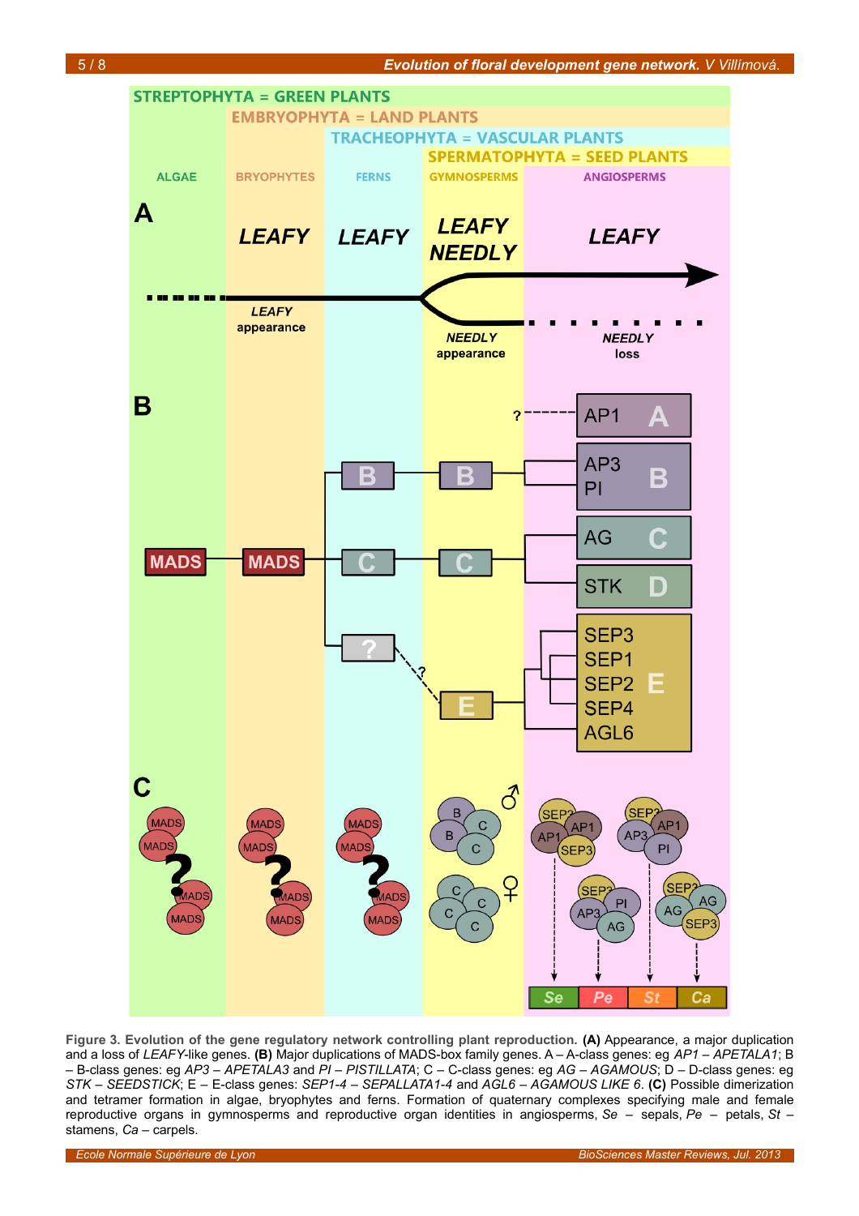**Figure 3. Evolution of the gene regulatory network controlling plant reproduction. (A)** Appearance, a major duplication and a loss of *LEAFY*-like genes. **(B)** Major duplications of MADS-box family genes. A – A-class genes: eg *AP1* – *APETALA1*; B – B-class genes: eg *AP3* – *APETALA3* and *PI* – *PISTILLATA*; C – C-class genes: eg *AG* – *AGAMOUS*; D – D-class genes: eg *STK* – *SEEDSTICK*; E – E-class genes: *SEP1-4* – *SEPALLATA1-4* and *AGL6* – *AGAMOUS LIKE 6*. **(C)** Possible dimerization and tetramer formation in algae, bryophytes and ferns. Formation of quaternary complexes specifying male and female reproductive organs in gymnosperms and reproductive organ identities in angiosperms, *Se* – sepals, *Pe* – petals, *St* – stamens, *Ca* – carpels.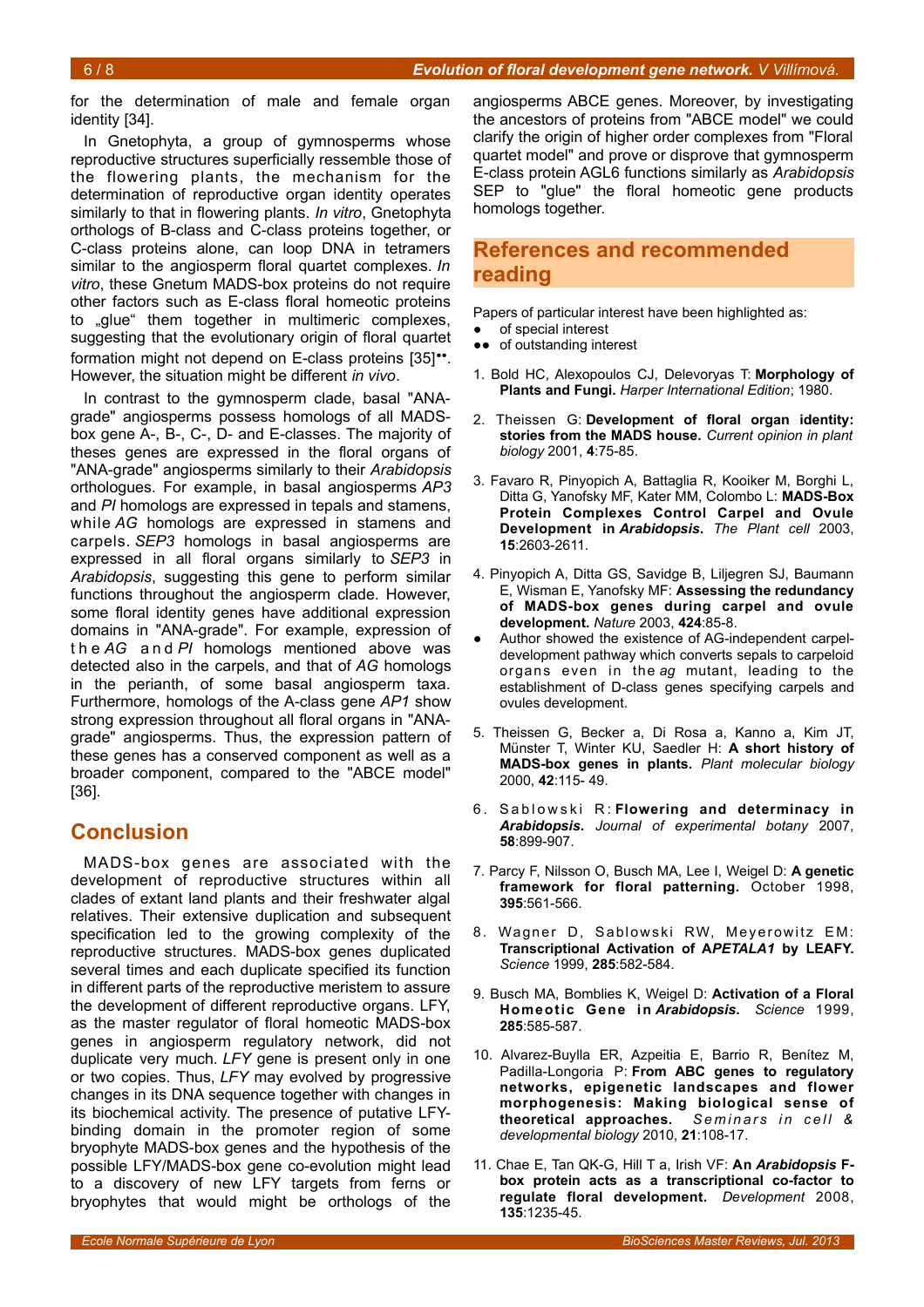for the determination of male and female organ identity [34].

In Gnetophyta, a group of gymnosperms whose reproductive structures superficially ressemble those of the flowering plants, the mechanism for the determination of reproductive organ identity operates similarly to that in flowering plants. *In vitro*, Gnetophyta orthologs of B-class and C-class proteins together, or C-class proteins alone, can loop DNA in tetramers similar to the angiosperm floral quartet complexes. *In vitro*, these Gnetum MADS-box proteins do not require other factors such as E-class floral homeotic proteins to „glue" them together in multimeric complexes, suggesting that the evolutionary origin of floral quartet formation might not depend on E-class proteins [35]••. However, the situation might be different *in vivo*.

In contrast to the gymnosperm clade, basal "ANA-grade" angiosperms possess homologs of all MADS-box gene A-, B-, C-, D- and E-classes. The majority of theses genes are expressed in the floral organs of "ANA-grade" angiosperms similarly to their *Arabidopsis* orthologues. For example, in basal angiosperms *AP3* and *PI* homologs are expressed in tepals and stamens, while *AG* homologs are expressed in stamens and carpels. *SEP3* homologs in basal angiosperms are expressed in all floral organs similarly to *SEP3* in *Arabidopsis*, suggesting this gene to perform similar functions throughout the angiosperm clade. However, some floral identity genes have additional expression domains in "ANA-grade". For example, expression of the *AG* and *PI* homologs mentioned above was detected also in the carpels, and that of *AG* homologs in the perianth, of some basal angiosperm taxa. Furthermore, homologs of the A-class gene *AP1* show strong expression throughout all floral organs in "ANA-grade" angiosperms. Thus, the expression pattern of these genes has a conserved component as well as a broader component, compared to the "ABCE model" [36].

## Conclusion

MADS-box genes are associated with the development of reproductive structures within all clades of extant land plants and their freshwater algal relatives. Their extensive duplication and subsequent specification led to the growing complexity of the reproductive structures. MADS-box genes duplicated several times and each duplicate specified its function in different parts of the reproductive meristem to assure the development of different reproductive organs. LFY, as the master regulator of floral homeotic MADS-box genes in angiosperm regulatory network, did not duplicate very much. *LFY* gene is present only in one or two copies. Thus, *LFY* may evolved by progressive changes in its DNA sequence together with changes in its biochemical activity. The presence of putative LFY-binding domain in the promoter region of some bryophyte MADS-box genes and the hypothesis of the possible LFY/MADS-box gene co-evolution might lead to a discovery of new LFY targets from ferns or bryophytes that would might be orthologs of the angiosperms ABCE genes. Moreover, by investigating the ancestors of proteins from "ABCE model" we could clarify the origin of higher order complexes from "Floral quartet model" and prove or disprove that gymnosperm E-class protein AGL6 functions similarly as *Arabidopsis* SEP to "glue" the floral homeotic gene products homologs together.

## References and recommended reading

Papers of particular interest have been highlighted as:
- ● of special interest
- ●● of outstanding interest

1. Bold HC, Alexopoulos CJ, Delevoryas T: **Morphology of Plants and Fungi.** *Harper International Edition*; 1980.

2. Theissen G: **Development of floral organ identity: stories from the MADS house.** *Current opinion in plant biology* 2001, **4**:75-85.

3. Favaro R, Pinyopich A, Battaglia R, Kooiker M, Borghi L, Ditta G, Yanofsky MF, Kater MM, Colombo L: **MADS-Box Protein Complexes Control Carpel and Ovule Development in *Arabidopsis*.** *The Plant cell* 2003, **15**:2603-2611.

4. Pinyopich A, Ditta GS, Savidge B, Liljegren SJ, Baumann E, Wisman E, Yanofsky MF: **Assessing the redundancy of MADS-box genes during carpel and ovule development.** *Nature* 2003, **424**:85-8.
   ● Author showed the existence of AG-independent carpel-development pathway which converts sepals to carpeloid organs even in the *ag* mutant, leading to the establishment of D-class genes specifying carpels and ovules development.

5. Theissen G, Becker a, Di Rosa a, Kanno a, Kim JT, Münster T, Winter KU, Saedler H: **A short history of MADS-box genes in plants.** *Plant molecular biology* 2000, **42**:115- 49.

6. Sablowski R: **Flowering and determinacy in *Arabidopsis*.** *Journal of experimental botany* 2007, **58**:899-907.

7. Parcy F, Nilsson O, Busch MA, Lee I, Weigel D: **A genetic framework for floral patterning.** October 1998, **395**:561-566.

8. Wagner D, Sablowski RW, Meyerowitz EM: **Transcriptional Activation of A*PETALA1* by LEAFY.** *Science* 1999, **285**:582-584.

9. Busch MA, Bomblies K, Weigel D: **Activation of a Floral Homeotic Gene in *Arabidopsis*.** *Science* 1999, **285**:585-587.

10. Alvarez-Buylla ER, Azpeitia E, Barrio R, Benítez M, Padilla-Longoria P: **From ABC genes to regulatory networks, epigenetic landscapes and flower morphogenesis: Making biological sense of theoretical approaches.** *Seminars in cell & developmental biology* 2010, **21**:108-17.

11. Chae E, Tan QK-G, Hill T a, Irish VF: **An *Arabidopsis* F-box protein acts as a transcriptional co-factor to regulate floral development.** *Development* 2008, **135**:1235-45.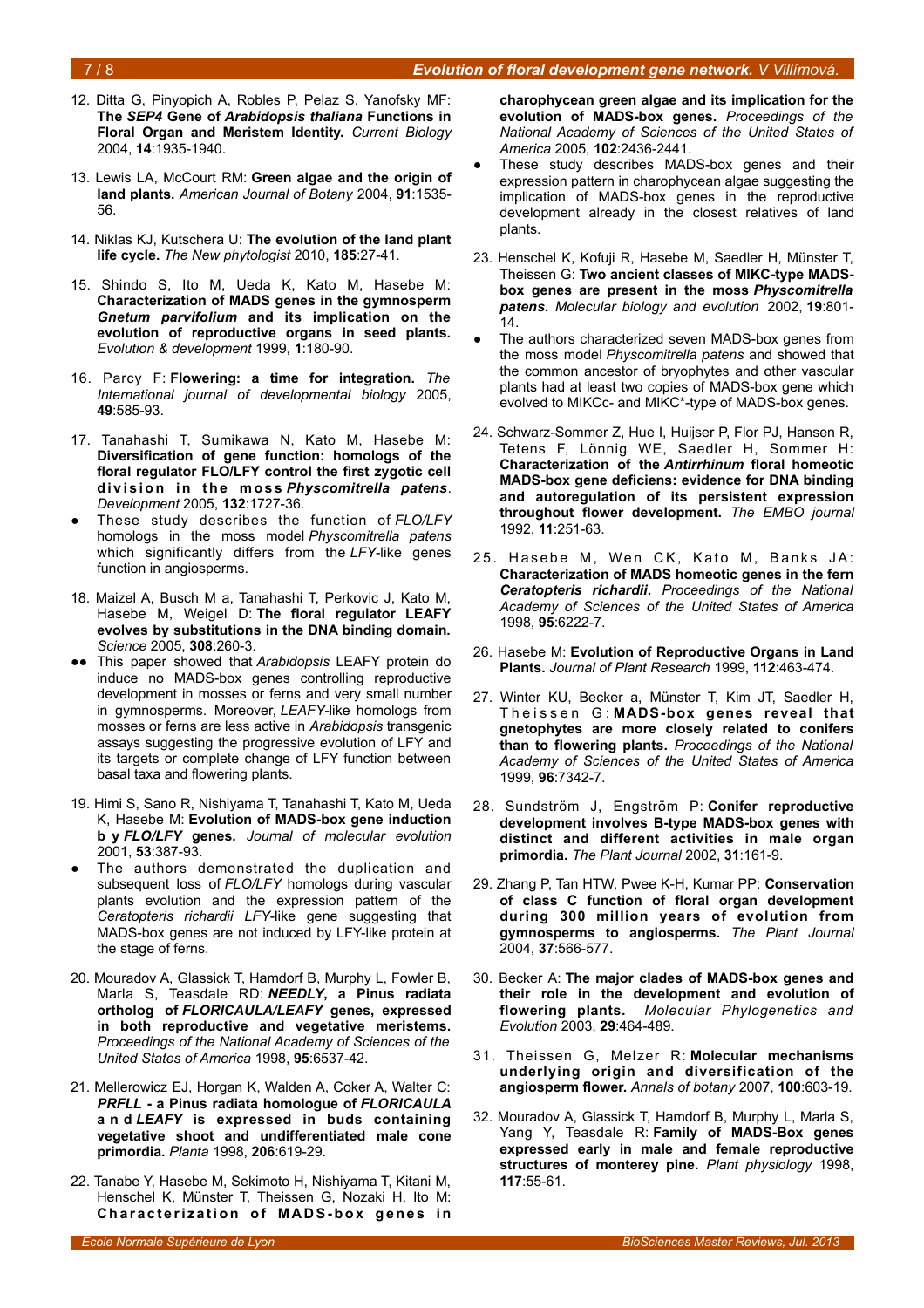12. Ditta G, Pinyopich A, Robles P, Pelaz S, Yanofsky MF: **The *SEP4* Gene of *Arabidopsis thaliana* Functions in Floral Organ and Meristem Identity.** *Current Biology* 2004, **14**:1935-1940.

13. Lewis LA, McCourt RM: **Green algae and the origin of land plants.** *American Journal of Botany* 2004, **91**:1535-56.

14. Niklas KJ, Kutschera U: **The evolution of the land plant life cycle.** *The New phytologist* 2010, **185**:27-41.

15. Shindo S, Ito M, Ueda K, Kato M, Hasebe M: **Characterization of MADS genes in the gymnosperm *Gnetum parvifolium* and its implication on the evolution of reproductive organs in seed plants.** *Evolution & development* 1999, **1**:180-90.

16. Parcy F: **Flowering: a time for integration.** *The International journal of developmental biology* 2005, **49**:585-93.

17. Tanahashi T, Sumikawa N, Kato M, Hasebe M: **Diversification of gene function: homologs of the floral regulator FLO/LFY control the first zygotic cell division in the moss *Physcomitrella patens*.** *Development* 2005, **132**:1727-36.

- These study describes the function of *FLO/LFY* homologs in the moss model *Physcomitrella patens* which significantly differs from the *LFY*-like genes function in angiosperms.

18. Maizel A, Busch M a, Tanahashi T, Perkovic J, Kato M, Hasebe M, Weigel D: **The floral regulator LEAFY evolves by substitutions in the DNA binding domain.** *Science* 2005, **308**:260-3.

- ●● This paper showed that *Arabidopsis* LEAFY protein do induce no MADS-box genes controlling reproductive development in mosses or ferns and very small number in gymnosperms. Moreover, *LEAFY*-like homologs from mosses or ferns are less active in *Arabidopsis* transgenic assays suggesting the progressive evolution of LFY and its targets or complete change of LFY function between basal taxa and flowering plants.

19. Himi S, Sano R, Nishiyama T, Tanahashi T, Kato M, Ueda K, Hasebe M: **Evolution of MADS-box gene induction by *FLO/LFY* genes.** *Journal of molecular evolution* 2001, **53**:387-93.

- The authors demonstrated the duplication and subsequent loss of *FLO/LFY* homologs during vascular plants evolution and the expression pattern of the *Ceratopteris richardii LFY*-like gene suggesting that MADS-box genes are not induced by LFY-like protein at the stage of ferns.

20. Mouradov A, Glassick T, Hamdorf B, Murphy L, Fowler B, Marla S, Teasdale RD: ***NEEDLY*, a Pinus radiata ortholog of *FLORICAULA/LEAFY* genes, expressed in both reproductive and vegetative meristems.** *Proceedings of the National Academy of Sciences of the United States of America* 1998, **95**:6537-42.

21. Mellerowicz EJ, Horgan K, Walden A, Coker A, Walter C: ***PRFLL* - a Pinus radiata homologue of *FLORICAULA* and *LEAFY* is expressed in buds containing vegetative shoot and undifferentiated male cone primordia.** *Planta* 1998, **206**:619-29.

22. Tanabe Y, Hasebe M, Sekimoto H, Nishiyama T, Kitani M, Henschel K, Münster T, Theissen G, Nozaki H, Ito M: **Characterization of MADS-box genes in charophycean green algae and its implication for the evolution of MADS-box genes.** *Proceedings of the National Academy of Sciences of the United States of America* 2005, **102**:2436-2441.

- These study describes MADS-box genes and their expression pattern in charophycean algae suggesting the implication of MADS-box genes in the reproductive development already in the closest relatives of land plants.

23. Henschel K, Kofuji R, Hasebe M, Saedler H, Münster T, Theissen G: **Two ancient classes of MIKC-type MADS-box genes are present in the moss *Physcomitrella patens*.** *Molecular biology and evolution* 2002, **19**:801-14.

- The authors characterized seven MADS-box genes from the moss model *Physcomitrella patens* and showed that the common ancestor of bryophytes and other vascular plants had at least two copies of MADS-box gene which evolved to MIKCc- and MIKC*-type of MADS-box genes.

24. Schwarz-Sommer Z, Hue I, Huijser P, Flor PJ, Hansen R, Tetens F, Lönnig WE, Saedler H, Sommer H: **Characterization of the *Antirrhinum* floral homeotic MADS-box gene deficiens: evidence for DNA binding and autoregulation of its persistent expression throughout flower development.** *The EMBO journal* 1992, **11**:251-63.

25. Hasebe M, Wen CK, Kato M, Banks JA: **Characterization of MADS homeotic genes in the fern *Ceratopteris richardii*.** *Proceedings of the National Academy of Sciences of the United States of America* 1998, **95**:6222-7.

26. Hasebe M: **Evolution of Reproductive Organs in Land Plants.** *Journal of Plant Research* 1999, **112**:463-474.

27. Winter KU, Becker a, Münster T, Kim JT, Saedler H, Theissen G: **MADS-box genes reveal that gnetophytes are more closely related to conifers than to flowering plants.** *Proceedings of the National Academy of Sciences of the United States of America* 1999, **96**:7342-7.

28. Sundström J, Engström P: **Conifer reproductive development involves B-type MADS-box genes with distinct and different activities in male organ primordia.** *The Plant Journal* 2002, **31**:161-9.

29. Zhang P, Tan HTW, Pwee K-H, Kumar PP: **Conservation of class C function of floral organ development during 300 million years of evolution from gymnosperms to angiosperms.** *The Plant Journal* 2004, **37**:566-577.

30. Becker A: **The major clades of MADS-box genes and their role in the development and evolution of flowering plants.** *Molecular Phylogenetics and Evolution* 2003, **29**:464-489.

31. Theissen G, Melzer R: **Molecular mechanisms underlying origin and diversification of the angiosperm flower.** *Annals of botany* 2007, **100**:603-19.

32. Mouradov A, Glassick T, Hamdorf B, Murphy L, Marla S, Yang Y, Teasdale R: **Family of MADS-Box genes expressed early in male and female reproductive structures of monterey pine.** *Plant physiology* 1998, **117**:55-61.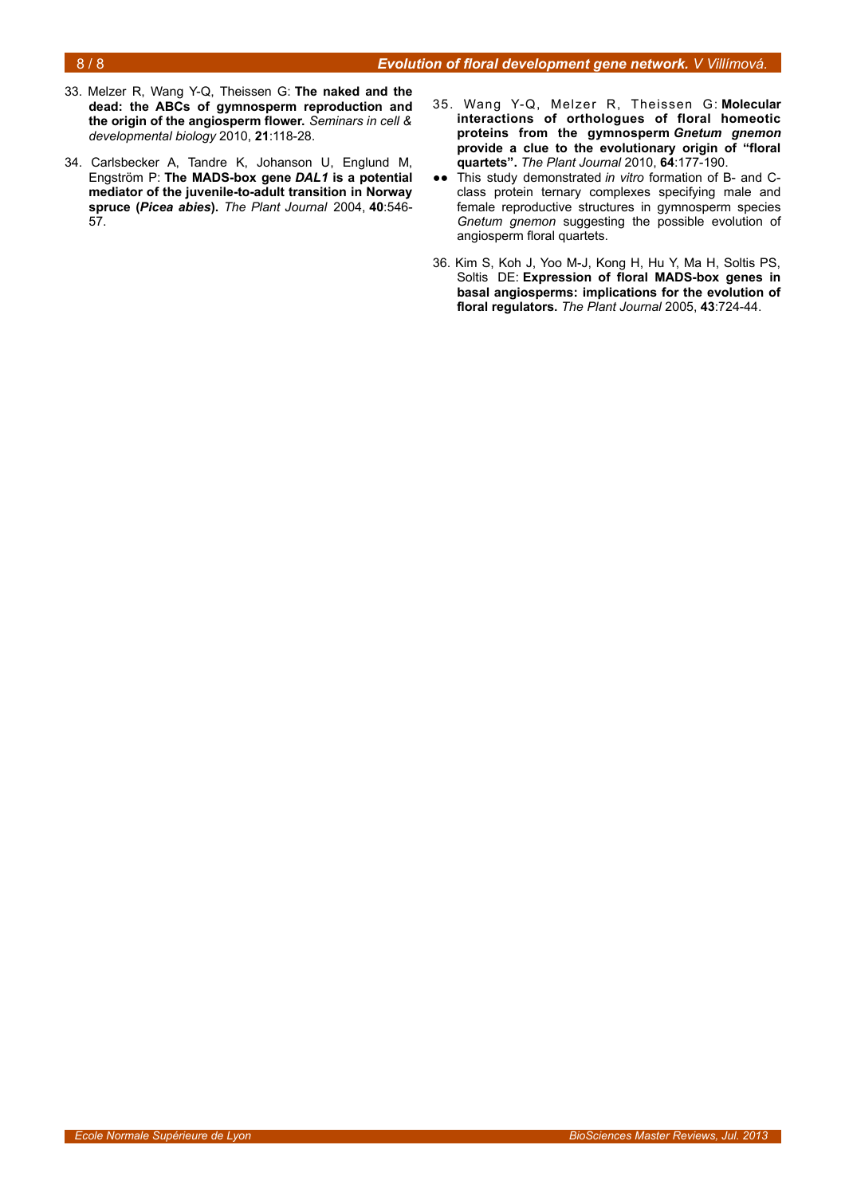33. Melzer R, Wang Y-Q, Theissen G: **The naked and the dead: the ABCs of gymnosperm reproduction and the origin of the angiosperm flower.** *Seminars in cell & developmental biology* 2010, **21**:118-28.

34. Carlsbecker A, Tandre K, Johanson U, Englund M, Engström P: **The MADS-box gene *DAL1* is a potential mediator of the juvenile-to-adult transition in Norway spruce (*Picea abies*).** *The Plant Journal* 2004, **40**:546-57.

35. Wang Y-Q, Melzer R, Theissen G: **Molecular interactions of orthologues of floral homeotic proteins from the gymnosperm *Gnetum gnemon* provide a clue to the evolutionary origin of "floral quartets".** *The Plant Journal* 2010, **64**:177-190.
●● This study demonstrated *in vitro* formation of B- and C-class protein ternary complexes specifying male and female reproductive structures in gymnosperm species *Gnetum gnemon* suggesting the possible evolution of angiosperm floral quartets.

36. Kim S, Koh J, Yoo M-J, Kong H, Hu Y, Ma H, Soltis PS, Soltis DE: **Expression of floral MADS-box genes in basal angiosperms: implications for the evolution of floral regulators.** *The Plant Journal* 2005, **43**:724-44.